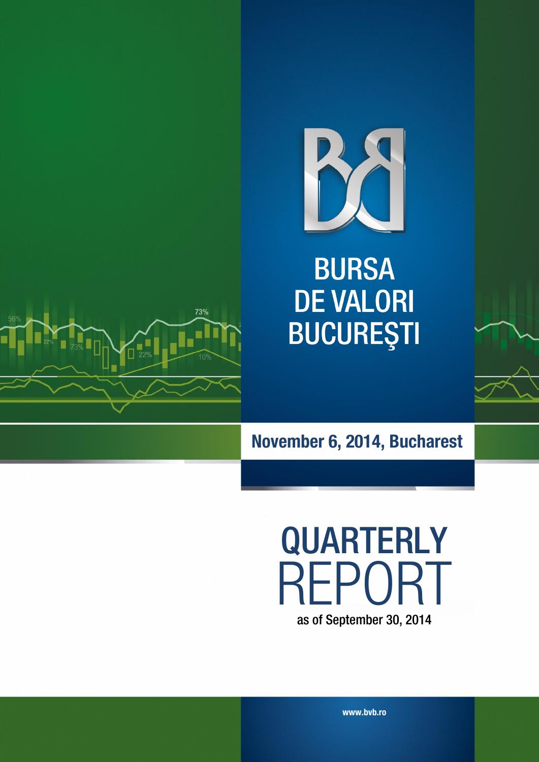# BURSA DE VALORI BUCUREŞTI

**November 6, 2014, Bucharest**

# QUARTERLY REPORT

as of September 30, 2014

www.bvb.ro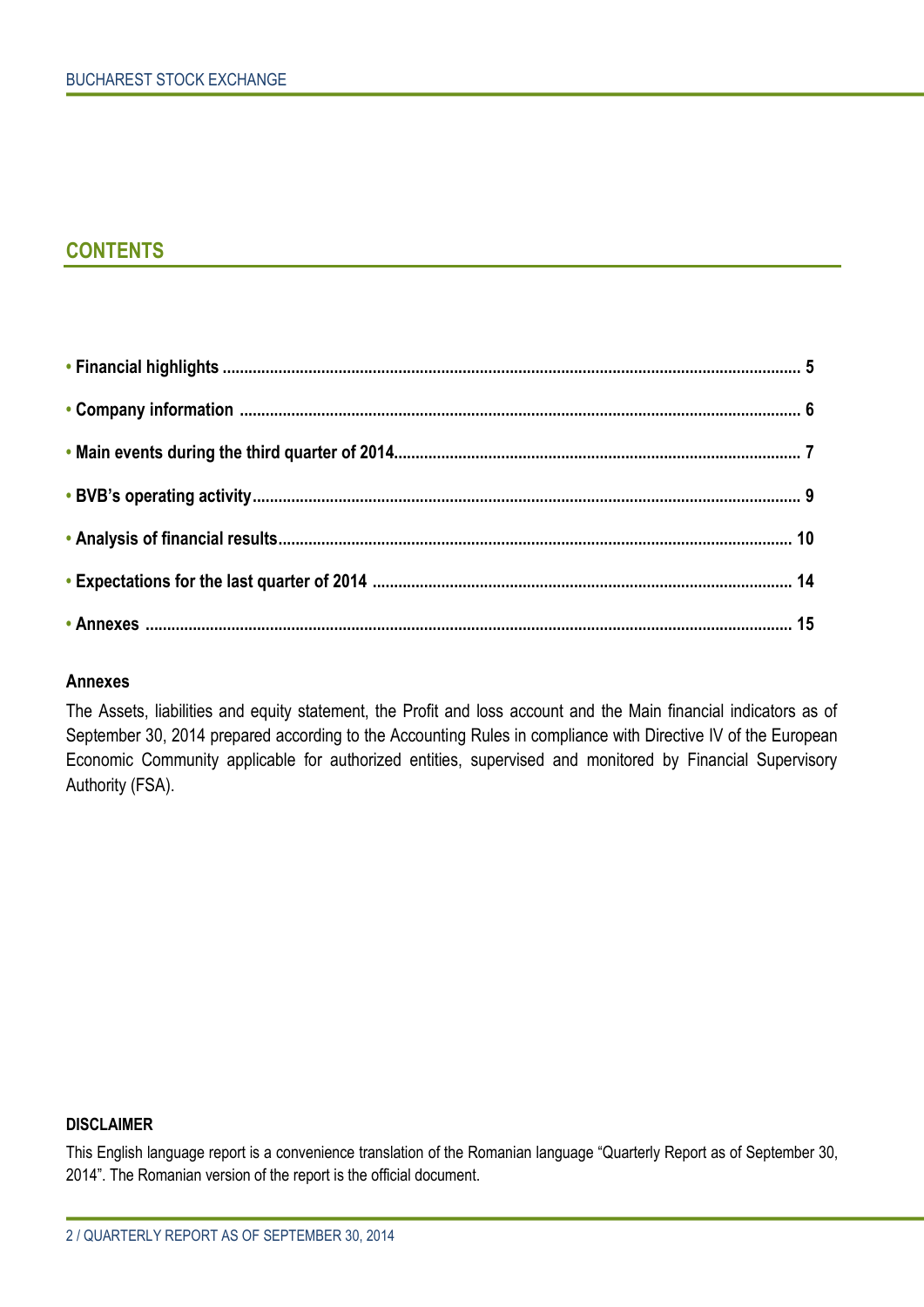## CONTENTS

- **Financial highlights** ..................................................................... 5
- **Company information** ..................................................................... 6
- **Main events during the third quarter of 2014** ..................................................................... 7
- **BVB's operating activity** ..................................................................... 9
- **Analysis of financial results** ..................................................................... 10
- **Expectations for the last quarter of 2014** ..................................................................... 14
- **Annexes** ..................................................................... 15

**Annexes**

The Assets, liabilities and equity statement, the Profit and loss account and the Main financial indicators as of September 30, 2014 prepared according to the Accounting Rules in compliance with Directive IV of the European Economic Community applicable for authorized entities, supervised and monitored by Financial Supervisory Authority (FSA).

**DISCLAIMER**

This English language report is a convenience translation of the Romanian language "Quarterly Report as of September 30, 2014". The Romanian version of the report is the official document.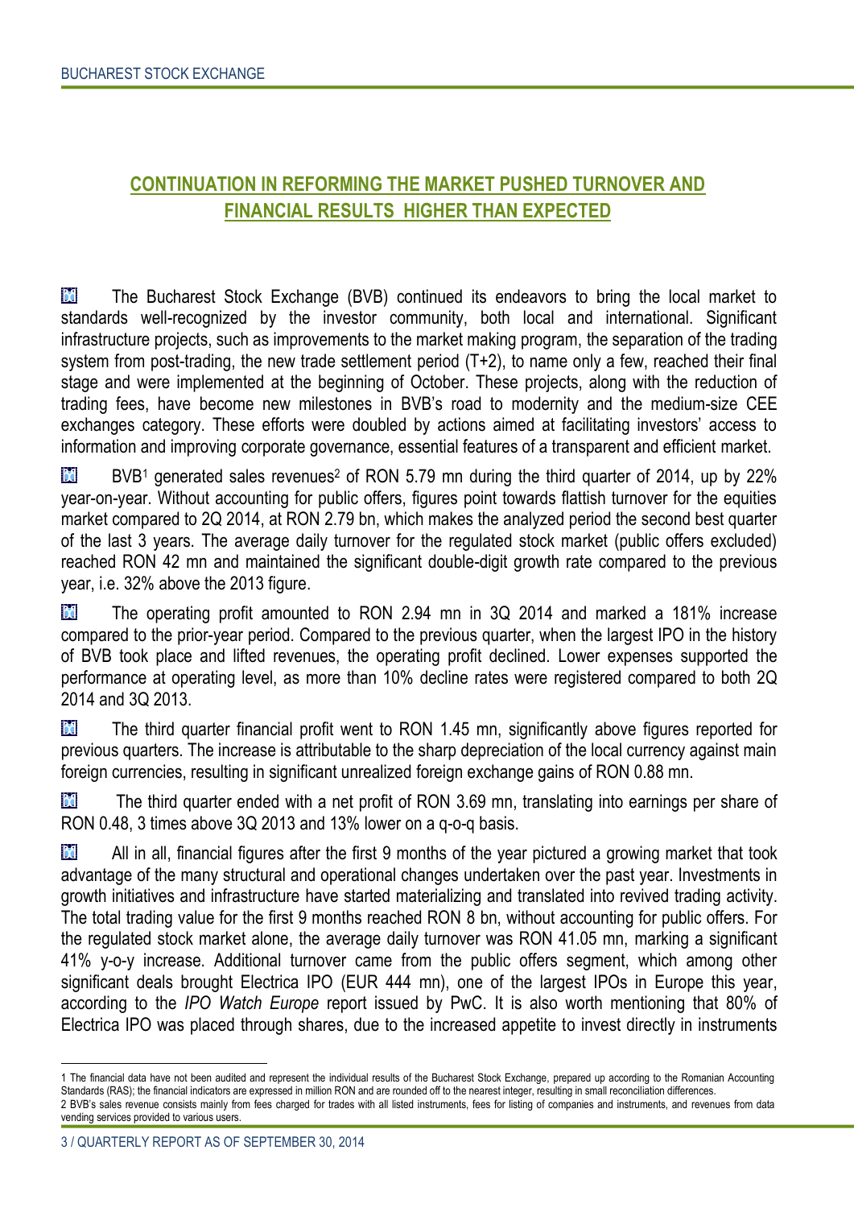## CONTINUATION IN REFORMING THE MARKET PUSHED TURNOVER AND FINANCIAL RESULTS HIGHER THAN EXPECTED

- The Bucharest Stock Exchange (BVB) continued its endeavors to bring the local market to standards well-recognized by the investor community, both local and international. Significant infrastructure projects, such as improvements to the market making program, the separation of the trading system from post-trading, the new trade settlement period (T+2), to name only a few, reached their final stage and were implemented at the beginning of October. These projects, along with the reduction of trading fees, have become new milestones in BVB's road to modernity and the medium-size CEE exchanges category. These efforts were doubled by actions aimed at facilitating investors' access to information and improving corporate governance, essential features of a transparent and efficient market.

- BVB[1] generated sales revenues[2] of RON 5.79 mn during the third quarter of 2014, up by 22% year-on-year. Without accounting for public offers, figures point towards flattish turnover for the equities market compared to 2Q 2014, at RON 2.79 bn, which makes the analyzed period the second best quarter of the last 3 years. The average daily turnover for the regulated stock market (public offers excluded) reached RON 42 mn and maintained the significant double-digit growth rate compared to the previous year, i.e. 32% above the 2013 figure.

- The operating profit amounted to RON 2.94 mn in 3Q 2014 and marked a 181% increase compared to the prior-year period. Compared to the previous quarter, when the largest IPO in the history of BVB took place and lifted revenues, the operating profit declined. Lower expenses supported the performance at operating level, as more than 10% decline rates were registered compared to both 2Q 2014 and 3Q 2013.

- The third quarter financial profit went to RON 1.45 mn, significantly above figures reported for previous quarters. The increase is attributable to the sharp depreciation of the local currency against main foreign currencies, resulting in significant unrealized foreign exchange gains of RON 0.88 mn.

- The third quarter ended with a net profit of RON 3.69 mn, translating into earnings per share of RON 0.48, 3 times above 3Q 2013 and 13% lower on a q-o-q basis.

- All in all, financial figures after the first 9 months of the year pictured a growing market that took advantage of the many structural and operational changes undertaken over the past year. Investments in growth initiatives and infrastructure have started materializing and translated into revived trading activity. The total trading value for the first 9 months reached RON 8 bn, without accounting for public offers. For the regulated stock market alone, the average daily turnover was RON 41.05 mn, marking a significant 41% y-o-y increase. Additional turnover came from the public offers segment, which among other significant deals brought Electrica IPO (EUR 444 mn), one of the largest IPOs in Europe this year, according to the *IPO Watch Europe* report issued by PwC. It is also worth mentioning that 80% of Electrica IPO was placed through shares, due to the increased appetite to invest directly in instruments

---

[1] The financial data have not been audited and represent the individual results of the Bucharest Stock Exchange, prepared up according to the Romanian Accounting Standards (RAS); the financial indicators are expressed in million RON and are rounded off to the nearest integer, resulting in small reconciliation differences.

[2] BVB's sales revenue consists mainly from fees charged for trades with all listed instruments, fees for listing of companies and instruments, and revenues from data vending services provided to various users.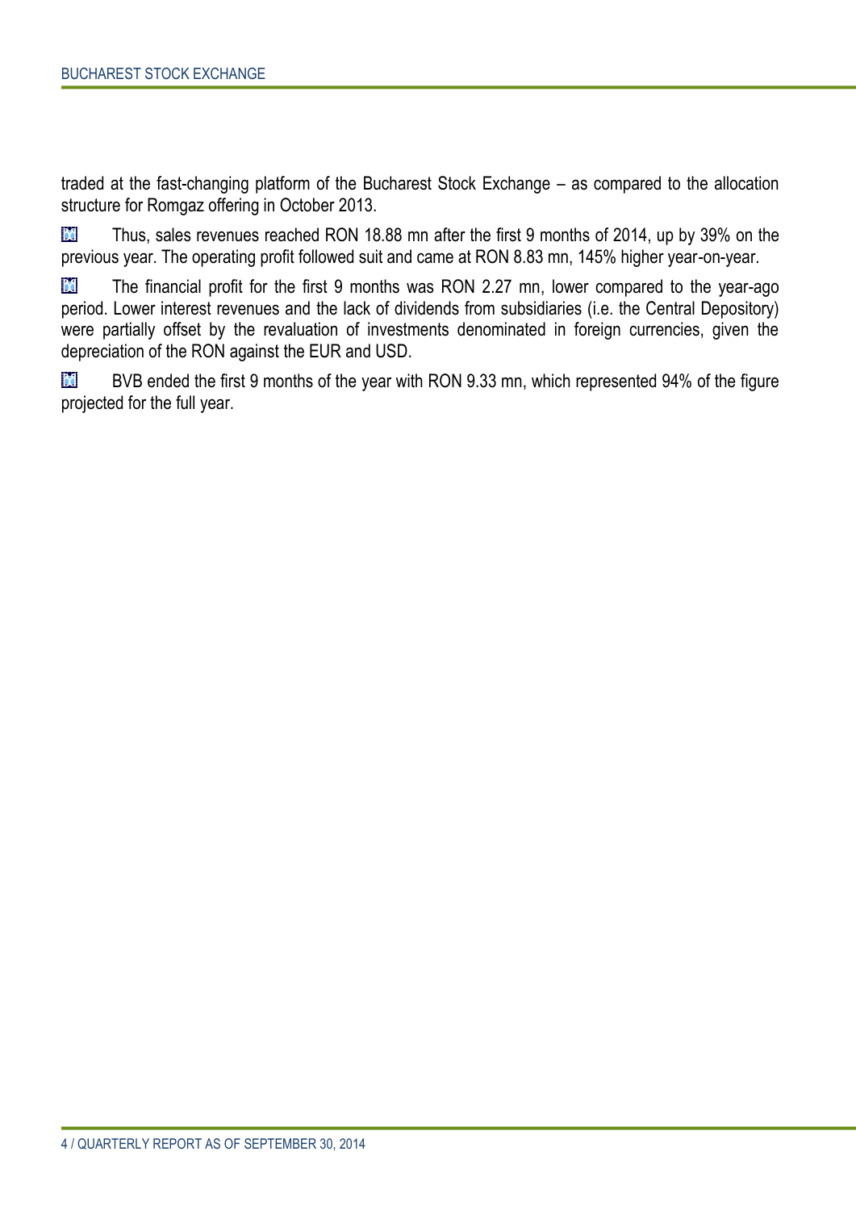traded at the fast-changing platform of the Bucharest Stock Exchange – as compared to the allocation structure for Romgaz offering in October 2013.

- Thus, sales revenues reached RON 18.88 mn after the first 9 months of 2014, up by 39% on the previous year. The operating profit followed suit and came at RON 8.83 mn, 145% higher year-on-year.
- The financial profit for the first 9 months was RON 2.27 mn, lower compared to the year-ago period. Lower interest revenues and the lack of dividends from subsidiaries (i.e. the Central Depository) were partially offset by the revaluation of investments denominated in foreign currencies, given the depreciation of the RON against the EUR and USD.
- BVB ended the first 9 months of the year with RON 9.33 mn, which represented 94% of the figure projected for the full year.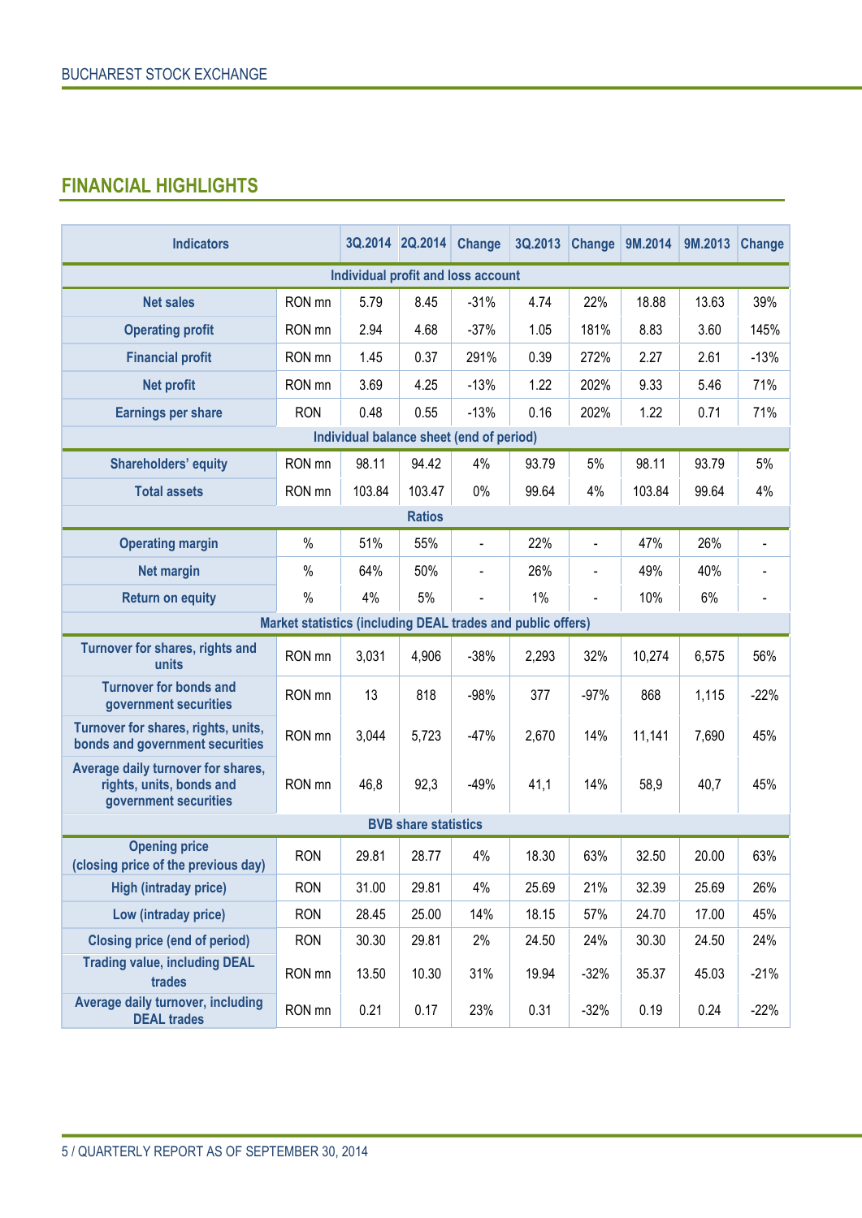## FINANCIAL HIGHLIGHTS

| Indicators | | 3Q.2014 | 2Q.2014 | Change | 3Q.2013 | Change | 9M.2014 | 9M.2013 | Change |
|---|---|---|---|---|---|---|---|---|---|
| **Individual profit and loss account** | | | | | | | | | |
| Net sales | RON mn | 5.79 | 8.45 | -31% | 4.74 | 22% | 18.88 | 13.63 | 39% |
| Operating profit | RON mn | 2.94 | 4.68 | -37% | 1.05 | 181% | 8.83 | 3.60 | 145% |
| Financial profit | RON mn | 1.45 | 0.37 | 291% | 0.39 | 272% | 2.27 | 2.61 | -13% |
| Net profit | RON mn | 3.69 | 4.25 | -13% | 1.22 | 202% | 9.33 | 5.46 | 71% |
| Earnings per share | RON | 0.48 | 0.55 | -13% | 0.16 | 202% | 1.22 | 0.71 | 71% |
| **Individual balance sheet (end of period)** | | | | | | | | | |
| Shareholders' equity | RON mn | 98.11 | 94.42 | 4% | 93.79 | 5% | 98.11 | 93.79 | 5% |
| Total assets | RON mn | 103.84 | 103.47 | 0% | 99.64 | 4% | 103.84 | 99.64 | 4% |
| **Ratios** | | | | | | | | | |
| Operating margin | % | 51% | 55% | - | 22% | - | 47% | 26% | - |
| Net margin | % | 64% | 50% | - | 26% | - | 49% | 40% | - |
| Return on equity | % | 4% | 5% | - | 1% | - | 10% | 6% | - |
| **Market statistics (including DEAL trades and public offers)** | | | | | | | | | |
| Turnover for shares, rights and units | RON mn | 3,031 | 4,906 | -38% | 2,293 | 32% | 10,274 | 6,575 | 56% |
| Turnover for bonds and government securities | RON mn | 13 | 818 | -98% | 377 | -97% | 868 | 1,115 | -22% |
| Turnover for shares, rights, units, bonds and government securities | RON mn | 3,044 | 5,723 | -47% | 2,670 | 14% | 11,141 | 7,690 | 45% |
| Average daily turnover for shares, rights, units, bonds and government securities | RON mn | 46,8 | 92,3 | -49% | 41,1 | 14% | 58,9 | 40,7 | 45% |
| **BVB share statistics** | | | | | | | | | |
| Opening price (closing price of the previous day) | RON | 29.81 | 28.77 | 4% | 18.30 | 63% | 32.50 | 20.00 | 63% |
| High (intraday price) | RON | 31.00 | 29.81 | 4% | 25.69 | 21% | 32.39 | 25.69 | 26% |
| Low (intraday price) | RON | 28.45 | 25.00 | 14% | 18.15 | 57% | 24.70 | 17.00 | 45% |
| Closing price (end of period) | RON | 30.30 | 29.81 | 2% | 24.50 | 24% | 30.30 | 24.50 | 24% |
| Trading value, including DEAL trades | RON mn | 13.50 | 10.30 | 31% | 19.94 | -32% | 35.37 | 45.03 | -21% |
| Average daily turnover, including DEAL trades | RON mn | 0.21 | 0.17 | 23% | 0.31 | -32% | 0.19 | 0.24 | -22% |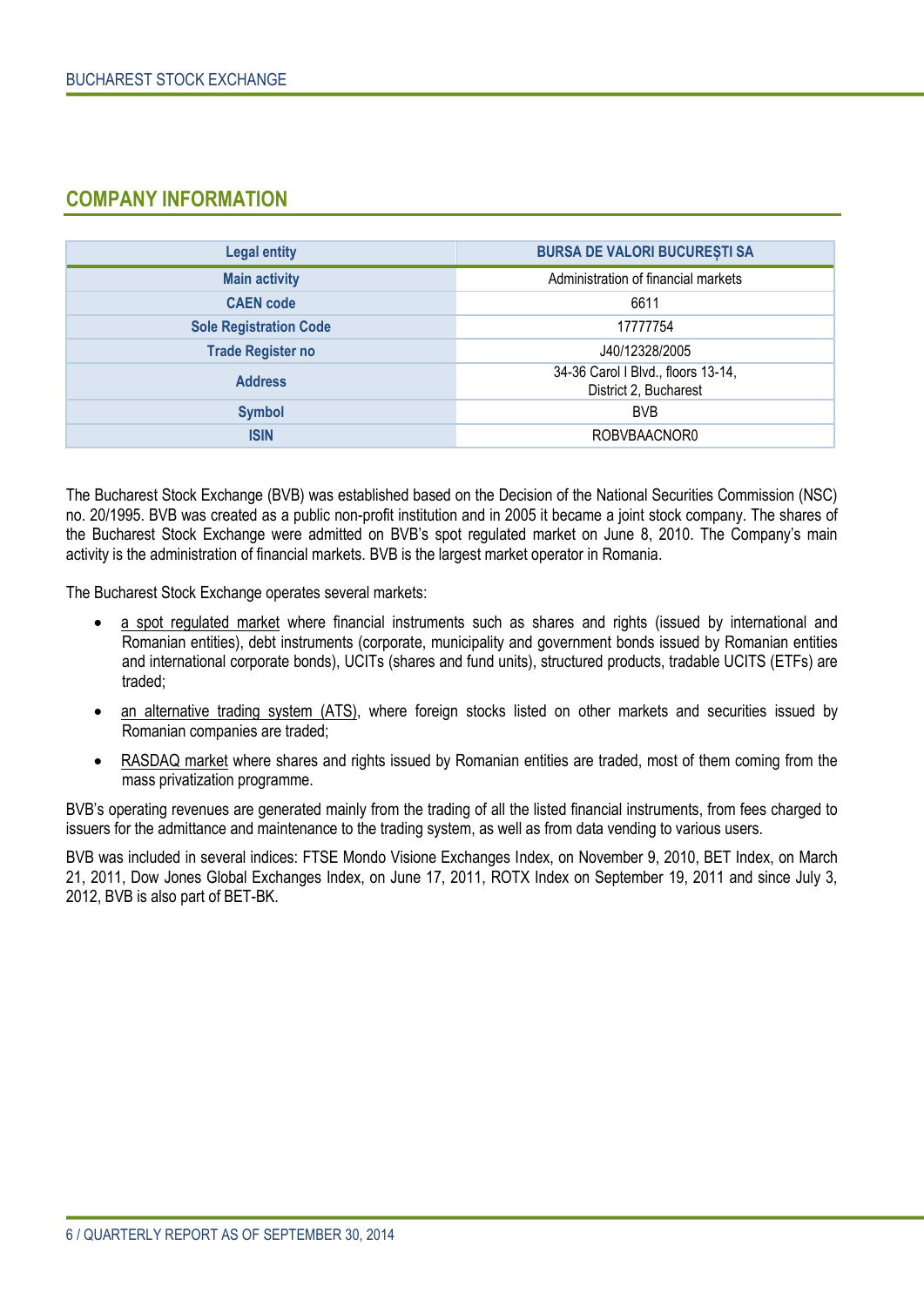## COMPANY INFORMATION

| Legal entity | BURSA DE VALORI BUCUREȘTI SA |
|---|---|
| Main activity | Administration of financial markets |
| CAEN code | 6611 |
| Sole Registration Code | 17777754 |
| Trade Register no | J40/12328/2005 |
| Address | 34-36 Carol I Blvd., floors 13-14, District 2, Bucharest |
| Symbol | BVB |
| ISIN | ROBVBAACNOR0 |

The Bucharest Stock Exchange (BVB) was established based on the Decision of the National Securities Commission (NSC) no. 20/1995. BVB was created as a public non-profit institution and in 2005 it became a joint stock company. The shares of the Bucharest Stock Exchange were admitted on BVB's spot regulated market on June 8, 2010. The Company's main activity is the administration of financial markets. BVB is the largest market operator in Romania.

The Bucharest Stock Exchange operates several markets:

- a spot regulated market where financial instruments such as shares and rights (issued by international and Romanian entities), debt instruments (corporate, municipality and government bonds issued by Romanian entities and international corporate bonds), UCITs (shares and fund units), structured products, tradable UCITS (ETFs) are traded;
- an alternative trading system (ATS), where foreign stocks listed on other markets and securities issued by Romanian companies are traded;
- RASDAQ market where shares and rights issued by Romanian entities are traded, most of them coming from the mass privatization programme.

BVB's operating revenues are generated mainly from the trading of all the listed financial instruments, from fees charged to issuers for the admittance and maintenance to the trading system, as well as from data vending to various users.

BVB was included in several indices: FTSE Mondo Visione Exchanges Index, on November 9, 2010, BET Index, on March 21, 2011, Dow Jones Global Exchanges Index, on June 17, 2011, ROTX Index on September 19, 2011 and since July 3, 2012, BVB is also part of BET-BK.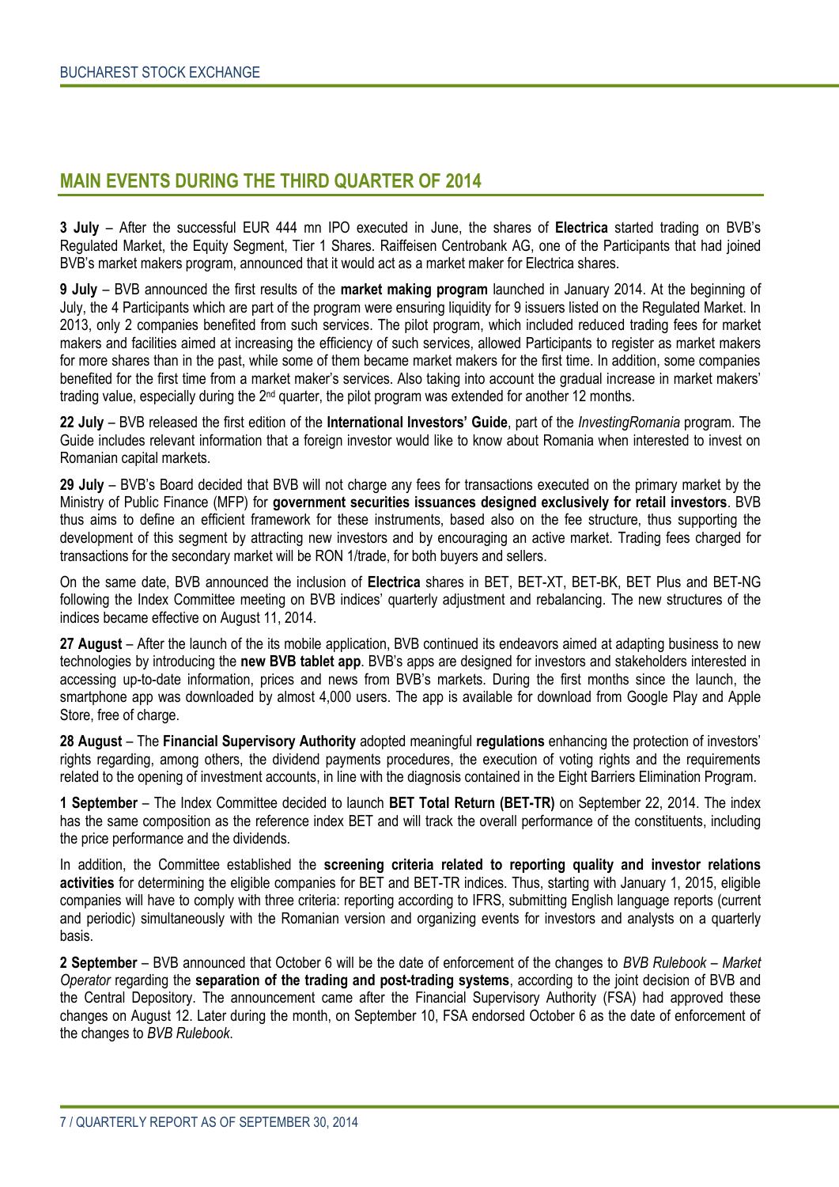## MAIN EVENTS DURING THE THIRD QUARTER OF 2014

**3 July** – After the successful EUR 444 mn IPO executed in June, the shares of **Electrica** started trading on BVB's Regulated Market, the Equity Segment, Tier 1 Shares. Raiffeisen Centrobank AG, one of the Participants that had joined BVB's market makers program, announced that it would act as a market maker for Electrica shares.

**9 July** – BVB announced the first results of the **market making program** launched in January 2014. At the beginning of July, the 4 Participants which are part of the program were ensuring liquidity for 9 issuers listed on the Regulated Market. In 2013, only 2 companies benefited from such services. The pilot program, which included reduced trading fees for market makers and facilities aimed at increasing the efficiency of such services, allowed Participants to register as market makers for more shares than in the past, while some of them became market makers for the first time. In addition, some companies benefited for the first time from a market maker's services. Also taking into account the gradual increase in market makers' trading value, especially during the 2nd quarter, the pilot program was extended for another 12 months.

**22 July** – BVB released the first edition of the **International Investors' Guide**, part of the *InvestingRomania* program. The Guide includes relevant information that a foreign investor would like to know about Romania when interested to invest on Romanian capital markets.

**29 July** – BVB's Board decided that BVB will not charge any fees for transactions executed on the primary market by the Ministry of Public Finance (MFP) for **government securities issuances designed exclusively for retail investors**. BVB thus aims to define an efficient framework for these instruments, based also on the fee structure, thus supporting the development of this segment by attracting new investors and by encouraging an active market. Trading fees charged for transactions for the secondary market will be RON 1/trade, for both buyers and sellers.

On the same date, BVB announced the inclusion of **Electrica** shares in BET, BET-XT, BET-BK, BET Plus and BET-NG following the Index Committee meeting on BVB indices' quarterly adjustment and rebalancing. The new structures of the indices became effective on August 11, 2014.

**27 August** – After the launch of the its mobile application, BVB continued its endeavors aimed at adapting business to new technologies by introducing the **new BVB tablet app**. BVB's apps are designed for investors and stakeholders interested in accessing up-to-date information, prices and news from BVB's markets. During the first months since the launch, the smartphone app was downloaded by almost 4,000 users. The app is available for download from Google Play and Apple Store, free of charge.

**28 August** – The **Financial Supervisory Authority** adopted meaningful **regulations** enhancing the protection of investors' rights regarding, among others, the dividend payments procedures, the execution of voting rights and the requirements related to the opening of investment accounts, in line with the diagnosis contained in the Eight Barriers Elimination Program.

**1 September** – The Index Committee decided to launch **BET Total Return (BET-TR)** on September 22, 2014. The index has the same composition as the reference index BET and will track the overall performance of the constituents, including the price performance and the dividends.

In addition, the Committee established the **screening criteria related to reporting quality and investor relations activities** for determining the eligible companies for BET and BET-TR indices. Thus, starting with January 1, 2015, eligible companies will have to comply with three criteria: reporting according to IFRS, submitting English language reports (current and periodic) simultaneously with the Romanian version and organizing events for investors and analysts on a quarterly basis.

**2 September** – BVB announced that October 6 will be the date of enforcement of the changes to *BVB Rulebook – Market Operator* regarding the **separation of the trading and post-trading systems**, according to the joint decision of BVB and the Central Depository. The announcement came after the Financial Supervisory Authority (FSA) had approved these changes on August 12. Later during the month, on September 10, FSA endorsed October 6 as the date of enforcement of the changes to *BVB Rulebook*.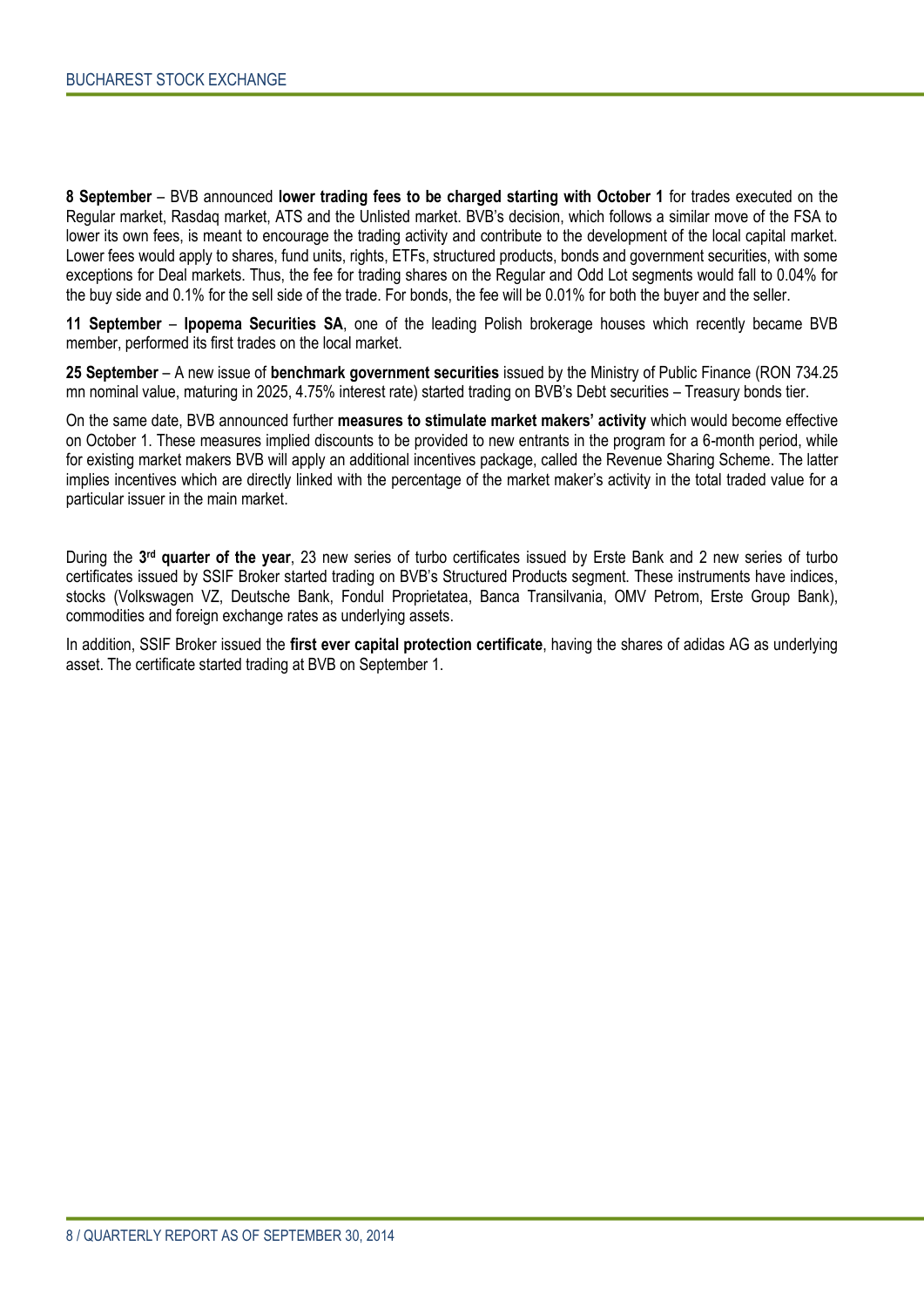**8 September** – BVB announced **lower trading fees to be charged starting with October 1** for trades executed on the Regular market, Rasdaq market, ATS and the Unlisted market. BVB's decision, which follows a similar move of the FSA to lower its own fees, is meant to encourage the trading activity and contribute to the development of the local capital market. Lower fees would apply to shares, fund units, rights, ETFs, structured products, bonds and government securities, with some exceptions for Deal markets. Thus, the fee for trading shares on the Regular and Odd Lot segments would fall to 0.04% for the buy side and 0.1% for the sell side of the trade. For bonds, the fee will be 0.01% for both the buyer and the seller.

**11 September** – **Ipopema Securities SA**, one of the leading Polish brokerage houses which recently became BVB member, performed its first trades on the local market.

**25 September** – A new issue of **benchmark government securities** issued by the Ministry of Public Finance (RON 734.25 mn nominal value, maturing in 2025, 4.75% interest rate) started trading on BVB's Debt securities – Treasury bonds tier.

On the same date, BVB announced further **measures to stimulate market makers' activity** which would become effective on October 1. These measures implied discounts to be provided to new entrants in the program for a 6-month period, while for existing market makers BVB will apply an additional incentives package, called the Revenue Sharing Scheme. The latter implies incentives which are directly linked with the percentage of the market maker's activity in the total traded value for a particular issuer in the main market.

During the **3rd quarter of the year**, 23 new series of turbo certificates issued by Erste Bank and 2 new series of turbo certificates issued by SSIF Broker started trading on BVB's Structured Products segment. These instruments have indices, stocks (Volkswagen VZ, Deutsche Bank, Fondul Proprietatea, Banca Transilvania, OMV Petrom, Erste Group Bank), commodities and foreign exchange rates as underlying assets.

In addition, SSIF Broker issued the **first ever capital protection certificate**, having the shares of adidas AG as underlying asset. The certificate started trading at BVB on September 1.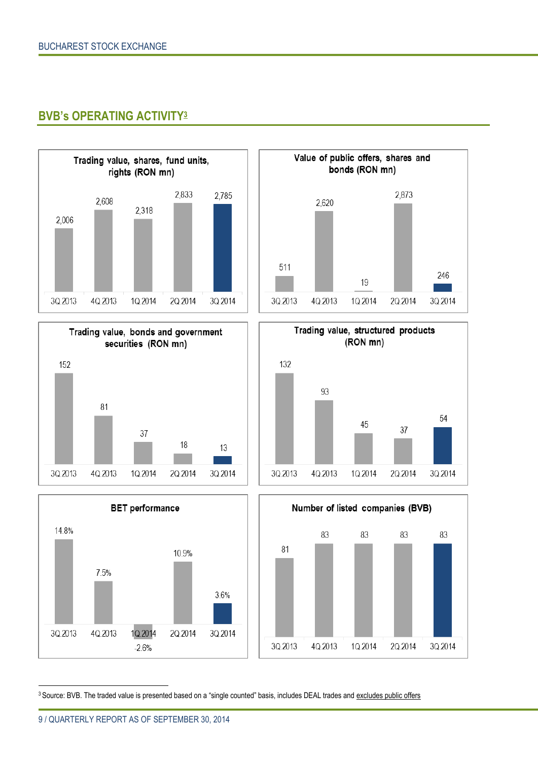## BVB's OPERATING ACTIVITY[3]

**Trading value, shares, fund units, rights (RON mn)**

| 3Q 2013 | 4Q 2013 | 1Q 2014 | 2Q 2014 | 3Q 2014 |
|---|---|---|---|---|
| 2,006 | 2,608 | 2,318 | 2,833 | 2,785 |

**Value of public offers, shares and bonds (RON mn)**

| 3Q 2013 | 4Q 2013 | 1Q 2014 | 2Q 2014 | 3Q 2014 |
|---|---|---|---|---|
| 511 | 2,620 | 19 | 2,873 | 246 |

**Trading value, bonds and government securities (RON mn)**

| 3Q 2013 | 4Q 2013 | 1Q 2014 | 2Q 2014 | 3Q 2014 |
|---|---|---|---|---|
| 152 | 81 | 37 | 18 | 13 |

**Trading value, structured products (RON mn)**

| 3Q 2013 | 4Q 2013 | 1Q 2014 | 2Q 2014 | 3Q 2014 |
|---|---|---|---|---|
| 132 | 93 | 45 | 37 | 54 |

**BET performance**

| 3Q 2013 | 4Q 2013 | 1Q 2014 | 2Q 2014 | 3Q 2014 |
|---|---|---|---|---|
| 14.8% | 7.5% | -2.6% | 10.9% | 3.6% |

**Number of listed companies (BVB)**

| 3Q 2013 | 4Q 2013 | 1Q 2014 | 2Q 2014 | 3Q 2014 |
|---|---|---|---|---|
| 81 | 83 | 83 | 83 | 83 |

---

[3] Source: BVB. The traded value is presented based on a "single counted" basis, includes DEAL trades and excludes public offers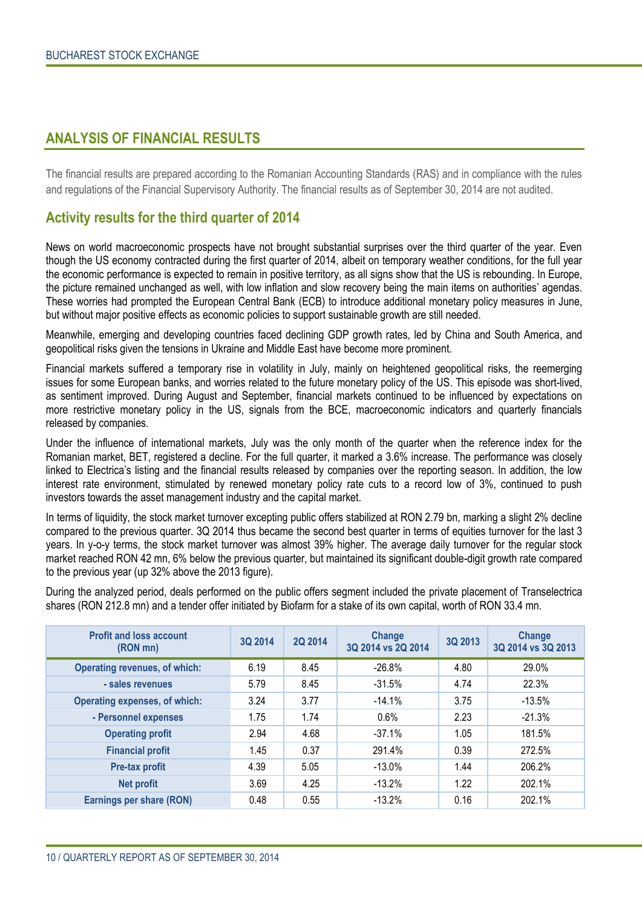## ANALYSIS OF FINANCIAL RESULTS

The financial results are prepared according to the Romanian Accounting Standards (RAS) and in compliance with the rules and regulations of the Financial Supervisory Authority. The financial results as of September 30, 2014 are not audited.

### Activity results for the third quarter of 2014

News on world macroeconomic prospects have not brought substantial surprises over the third quarter of the year. Even though the US economy contracted during the first quarter of 2014, albeit on temporary weather conditions, for the full year the economic performance is expected to remain in positive territory, as all signs show that the US is rebounding. In Europe, the picture remained unchanged as well, with low inflation and slow recovery being the main items on authorities' agendas. These worries had prompted the European Central Bank (ECB) to introduce additional monetary policy measures in June, but without major positive effects as economic policies to support sustainable growth are still needed.

Meanwhile, emerging and developing countries faced declining GDP growth rates, led by China and South America, and geopolitical risks given the tensions in Ukraine and Middle East have become more prominent.

Financial markets suffered a temporary rise in volatility in July, mainly on heightened geopolitical risks, the reemerging issues for some European banks, and worries related to the future monetary policy of the US. This episode was short-lived, as sentiment improved. During August and September, financial markets continued to be influenced by expectations on more restrictive monetary policy in the US, signals from the BCE, macroeconomic indicators and quarterly financials released by companies.

Under the influence of international markets, July was the only month of the quarter when the reference index for the Romanian market, BET, registered a decline. For the full quarter, it marked a 3.6% increase. The performance was closely linked to Electrica's listing and the financial results released by companies over the reporting season. In addition, the low interest rate environment, stimulated by renewed monetary policy rate cuts to a record low of 3%, continued to push investors towards the asset management industry and the capital market.

In terms of liquidity, the stock market turnover excepting public offers stabilized at RON 2.79 bn, marking a slight 2% decline compared to the previous quarter. 3Q 2014 thus became the second best quarter in terms of equities turnover for the last 3 years. In y-o-y terms, the stock market turnover was almost 39% higher. The average daily turnover for the regular stock market reached RON 42 mn, 6% below the previous quarter, but maintained its significant double-digit growth rate compared to the previous year (up 32% above the 2013 figure).

During the analyzed period, deals performed on the public offers segment included the private placement of Transelectrica shares (RON 212.8 mn) and a tender offer initiated by Biofarm for a stake of its own capital, worth of RON 33.4 mn.

| Profit and loss account (RON mn) | 3Q 2014 | 2Q 2014 | Change 3Q 2014 vs 2Q 2014 | 3Q 2013 | Change 3Q 2014 vs 3Q 2013 |
|---|---|---|---|---|---|
| Operating revenues, of which: | 6.19 | 8.45 | -26.8% | 4.80 | 29.0% |
| - sales revenues | 5.79 | 8.45 | -31.5% | 4.74 | 22.3% |
| Operating expenses, of which: | 3.24 | 3.77 | -14.1% | 3.75 | -13.5% |
| - Personnel expenses | 1.75 | 1.74 | 0.6% | 2.23 | -21.3% |
| Operating profit | 2.94 | 4.68 | -37.1% | 1.05 | 181.5% |
| Financial profit | 1.45 | 0.37 | 291.4% | 0.39 | 272.5% |
| Pre-tax profit | 4.39 | 5.05 | -13.0% | 1.44 | 206.2% |
| Net profit | 3.69 | 4.25 | -13.2% | 1.22 | 202.1% |
| Earnings per share (RON) | 0.48 | 0.55 | -13.2% | 0.16 | 202.1% |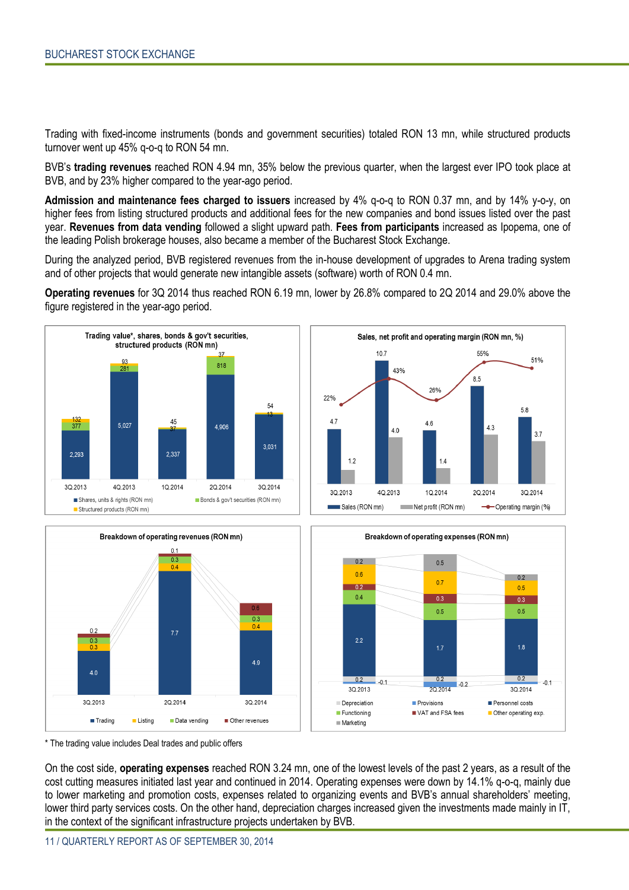Trading with fixed-income instruments (bonds and government securities) totaled RON 13 mn, while structured products turnover went up 45% q-o-q to RON 54 mn.

BVB's **trading revenues** reached RON 4.94 mn, 35% below the previous quarter, when the largest ever IPO took place at BVB, and by 23% higher compared to the year-ago period.

**Admission and maintenance fees charged to issuers** increased by 4% q-o-q to RON 0.37 mn, and by 14% y-o-y, on higher fees from listing structured products and additional fees for the new companies and bond issues listed over the past year. **Revenues from data vending** followed a slight upward path. **Fees from participants** increased as Ipopema, one of the leading Polish brokerage houses, also became a member of the Bucharest Stock Exchange.

During the analyzed period, BVB registered revenues from the in-house development of upgrades to Arena trading system and of other projects that would generate new intangible assets (software) worth of RON 0.4 mn.

**Operating revenues** for 3Q 2014 thus reached RON 6.19 mn, lower by 26.8% compared to 2Q 2014 and 29.0% above the figure registered in the year-ago period.

**Trading value\*, shares, bonds & gov't securities, structured products (RON mn)**

| | 3Q.2013 | 4Q.2013 | 1Q.2014 | 2Q.2014 | 3Q.2014 |
|---|---|---|---|---|---|
| Shares, units & rights (RON mn) | 2,293 | 5,027 | 2,337 | 4,906 | 3,031 |
| Bonds & gov't securities (RON mn) | 377 | 281 | 37 | 818 | 13 |
| Structured products (RON mn) | 132 | 93 | 45 | 37 | 54 |

**Sales, net profit and operating margin (RON mn, %)**

| | 3Q.2013 | 4Q.2013 | 1Q.2014 | 2Q.2014 | 3Q.2014 |
|---|---|---|---|---|---|
| Sales (RON mn) | 4.7 | 10.7 | 4.6 | 8.5 | 5.8 |
| Net profit (RON mn) | 1.2 | 4.0 | 1.4 | 4.3 | 3.7 |
| Operating margin (%) | 22% | 43% | 26% | 55% | 51% |

**Breakdown of operating revenues (RON mn)**

| | 3Q.2013 | 2Q.2014 | 3Q.2014 |
|---|---|---|---|
| Trading | 4.0 | 7.7 | 4.9 |
| Listing | 0.3 | 0.4 | 0.4 |
| Data vending | 0.3 | 0.3 | 0.3 |
| Other revenues | 0.2 | 0.1 | 0.6 |

**Breakdown of operating expenses (RON mn)**

| | 3Q.2013 | 2Q.2014 | 3Q.2014 |
|---|---|---|---|
| Depreciation | 0.2 | 0.2 | 0.2 |
| Provisions | -0.1 | -0.2 | -0.1 |
| Personnel costs | 2.2 | 1.7 | 1.8 |
| Functioning | 0.4 | 0.5 | 0.5 |
| VAT and FSA fees | 0.2 | 0.3 | 0.3 |
| Other operating exp. | 0.6 | 0.7 | 0.5 |
| Marketing | 0.2 | 0.5 | 0.2 |

\* The trading value includes Deal trades and public offers

On the cost side, **operating expenses** reached RON 3.24 mn, one of the lowest levels of the past 2 years, as a result of the cost cutting measures initiated last year and continued in 2014. Operating expenses were down by 14.1% q-o-q, mainly due to lower marketing and promotion costs, expenses related to organizing events and BVB's annual shareholders' meeting, lower third party services costs. On the other hand, depreciation charges increased given the investments made mainly in IT, in the context of the significant infrastructure projects undertaken by BVB.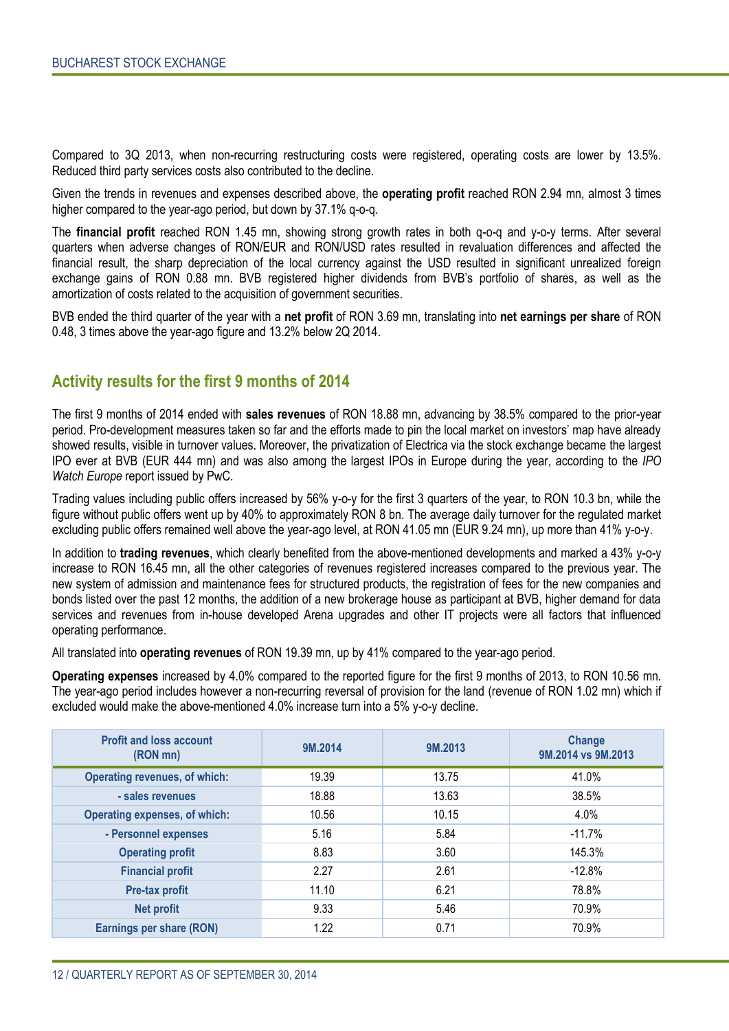Compared to 3Q 2013, when non-recurring restructuring costs were registered, operating costs are lower by 13.5%. Reduced third party services costs also contributed to the decline.

Given the trends in revenues and expenses described above, the **operating profit** reached RON 2.94 mn, almost 3 times higher compared to the year-ago period, but down by 37.1% q-o-q.

The **financial profit** reached RON 1.45 mn, showing strong growth rates in both q-o-q and y-o-y terms. After several quarters when adverse changes of RON/EUR and RON/USD rates resulted in revaluation differences and affected the financial result, the sharp depreciation of the local currency against the USD resulted in significant unrealized foreign exchange gains of RON 0.88 mn. BVB registered higher dividends from BVB's portfolio of shares, as well as the amortization of costs related to the acquisition of government securities.

BVB ended the third quarter of the year with a **net profit** of RON 3.69 mn, translating into **net earnings per share** of RON 0.48, 3 times above the year-ago figure and 13.2% below 2Q 2014.

## Activity results for the first 9 months of 2014

The first 9 months of 2014 ended with **sales revenues** of RON 18.88 mn, advancing by 38.5% compared to the prior-year period. Pro-development measures taken so far and the efforts made to pin the local market on investors' map have already showed results, visible in turnover values. Moreover, the privatization of Electrica via the stock exchange became the largest IPO ever at BVB (EUR 444 mn) and was also among the largest IPOs in Europe during the year, according to the *IPO Watch Europe* report issued by PwC.

Trading values including public offers increased by 56% y-o-y for the first 3 quarters of the year, to RON 10.3 bn, while the figure without public offers went up by 40% to approximately RON 8 bn. The average daily turnover for the regulated market excluding public offers remained well above the year-ago level, at RON 41.05 mn (EUR 9.24 mn), up more than 41% y-o-y.

In addition to **trading revenues**, which clearly benefited from the above-mentioned developments and marked a 43% y-o-y increase to RON 16.45 mn, all the other categories of revenues registered increases compared to the previous year. The new system of admission and maintenance fees for structured products, the registration of fees for the new companies and bonds listed over the past 12 months, the addition of a new brokerage house as participant at BVB, higher demand for data services and revenues from in-house developed Arena upgrades and other IT projects were all factors that influenced operating performance.

All translated into **operating revenues** of RON 19.39 mn, up by 41% compared to the year-ago period.

**Operating expenses** increased by 4.0% compared to the reported figure for the first 9 months of 2013, to RON 10.56 mn. The year-ago period includes however a non-recurring reversal of provision for the land (revenue of RON 1.02 mn) which if excluded would make the above-mentioned 4.0% increase turn into a 5% y-o-y decline.

| Profit and loss account (RON mn) | 9M.2014 | 9M.2013 | Change 9M.2014 vs 9M.2013 |
|---|---|---|---|
| Operating revenues, of which: | 19.39 | 13.75 | 41.0% |
| - sales revenues | 18.88 | 13.63 | 38.5% |
| Operating expenses, of which: | 10.56 | 10.15 | 4.0% |
| - Personnel expenses | 5.16 | 5.84 | -11.7% |
| Operating profit | 8.83 | 3.60 | 145.3% |
| Financial profit | 2.27 | 2.61 | -12.8% |
| Pre-tax profit | 11.10 | 6.21 | 78.8% |
| Net profit | 9.33 | 5.46 | 70.9% |
| Earnings per share (RON) | 1.22 | 0.71 | 70.9% |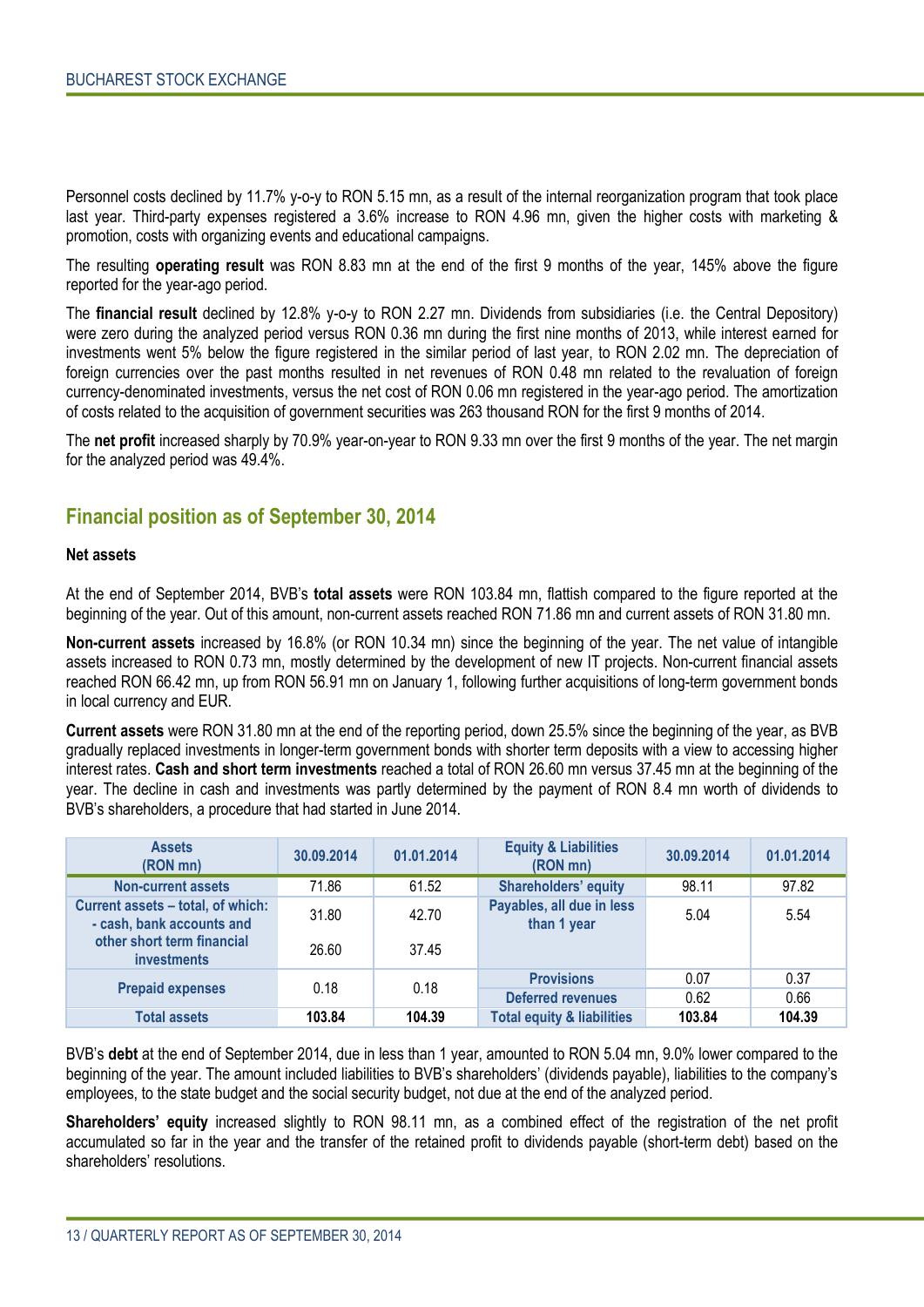Personnel costs declined by 11.7% y-o-y to RON 5.15 mn, as a result of the internal reorganization program that took place last year. Third-party expenses registered a 3.6% increase to RON 4.96 mn, given the higher costs with marketing & promotion, costs with organizing events and educational campaigns.

The resulting **operating result** was RON 8.83 mn at the end of the first 9 months of the year, 145% above the figure reported for the year-ago period.

The **financial result** declined by 12.8% y-o-y to RON 2.27 mn. Dividends from subsidiaries (i.e. the Central Depository) were zero during the analyzed period versus RON 0.36 mn during the first nine months of 2013, while interest earned for investments went 5% below the figure registered in the similar period of last year, to RON 2.02 mn. The depreciation of foreign currencies over the past months resulted in net revenues of RON 0.48 mn related to the revaluation of foreign currency-denominated investments, versus the net cost of RON 0.06 mn registered in the year-ago period. The amortization of costs related to the acquisition of government securities was 263 thousand RON for the first 9 months of 2014.

The **net profit** increased sharply by 70.9% year-on-year to RON 9.33 mn over the first 9 months of the year. The net margin for the analyzed period was 49.4%.

## Financial position as of September 30, 2014

**Net assets**

At the end of September 2014, BVB's **total assets** were RON 103.84 mn, flattish compared to the figure reported at the beginning of the year. Out of this amount, non-current assets reached RON 71.86 mn and current assets of RON 31.80 mn.

**Non-current assets** increased by 16.8% (or RON 10.34 mn) since the beginning of the year. The net value of intangible assets increased to RON 0.73 mn, mostly determined by the development of new IT projects. Non-current financial assets reached RON 66.42 mn, up from RON 56.91 mn on January 1, following further acquisitions of long-term government bonds in local currency and EUR.

**Current assets** were RON 31.80 mn at the end of the reporting period, down 25.5% since the beginning of the year, as BVB gradually replaced investments in longer-term government bonds with shorter term deposits with a view to accessing higher interest rates. **Cash and short term investments** reached a total of RON 26.60 mn versus 37.45 mn at the beginning of the year. The decline in cash and investments was partly determined by the payment of RON 8.4 mn worth of dividends to BVB's shareholders, a procedure that had started in June 2014.

| Assets (RON mn) | 30.09.2014 | 01.01.2014 | Equity & Liabilities (RON mn) | 30.09.2014 | 01.01.2014 |
|---|---|---|---|---|---|
| Non-current assets | 71.86 | 61.52 | Shareholders' equity | 98.11 | 97.82 |
| Current assets – total, of which: | 31.80 | 42.70 | Payables, all due in less than 1 year | 5.04 | 5.54 |
| - cash, bank accounts and other short term financial investments | 26.60 | 37.45 | | | |
| Prepaid expenses | 0.18 | 0.18 | Provisions | 0.07 | 0.37 |
| | | | Deferred revenues | 0.62 | 0.66 |
| **Total assets** | **103.84** | **104.39** | **Total equity & liabilities** | **103.84** | **104.39** |

BVB's **debt** at the end of September 2014, due in less than 1 year, amounted to RON 5.04 mn, 9.0% lower compared to the beginning of the year. The amount included liabilities to BVB's shareholders' (dividends payable), liabilities to the company's employees, to the state budget and the social security budget, not due at the end of the analyzed period.

**Shareholders' equity** increased slightly to RON 98.11 mn, as a combined effect of the registration of the net profit accumulated so far in the year and the transfer of the retained profit to dividends payable (short-term debt) based on the shareholders' resolutions.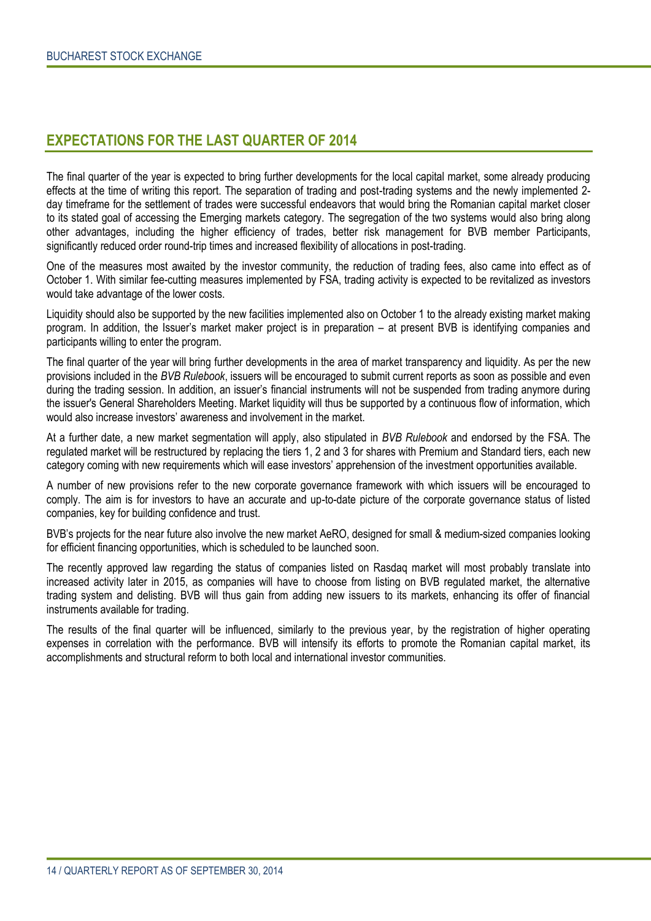## EXPECTATIONS FOR THE LAST QUARTER OF 2014

The final quarter of the year is expected to bring further developments for the local capital market, some already producing effects at the time of writing this report. The separation of trading and post-trading systems and the newly implemented 2-day timeframe for the settlement of trades were successful endeavors that would bring the Romanian capital market closer to its stated goal of accessing the Emerging markets category. The segregation of the two systems would also bring along other advantages, including the higher efficiency of trades, better risk management for BVB member Participants, significantly reduced order round-trip times and increased flexibility of allocations in post-trading.

One of the measures most awaited by the investor community, the reduction of trading fees, also came into effect as of October 1. With similar fee-cutting measures implemented by FSA, trading activity is expected to be revitalized as investors would take advantage of the lower costs.

Liquidity should also be supported by the new facilities implemented also on October 1 to the already existing market making program. In addition, the Issuer's market maker project is in preparation – at present BVB is identifying companies and participants willing to enter the program.

The final quarter of the year will bring further developments in the area of market transparency and liquidity. As per the new provisions included in the *BVB Rulebook*, issuers will be encouraged to submit current reports as soon as possible and even during the trading session. In addition, an issuer's financial instruments will not be suspended from trading anymore during the issuer's General Shareholders Meeting. Market liquidity will thus be supported by a continuous flow of information, which would also increase investors' awareness and involvement in the market.

At a further date, a new market segmentation will apply, also stipulated in *BVB Rulebook* and endorsed by the FSA. The regulated market will be restructured by replacing the tiers 1, 2 and 3 for shares with Premium and Standard tiers, each new category coming with new requirements which will ease investors' apprehension of the investment opportunities available.

A number of new provisions refer to the new corporate governance framework with which issuers will be encouraged to comply. The aim is for investors to have an accurate and up-to-date picture of the corporate governance status of listed companies, key for building confidence and trust.

BVB's projects for the near future also involve the new market AeRO, designed for small & medium-sized companies looking for efficient financing opportunities, which is scheduled to be launched soon.

The recently approved law regarding the status of companies listed on Rasdaq market will most probably translate into increased activity later in 2015, as companies will have to choose from listing on BVB regulated market, the alternative trading system and delisting. BVB will thus gain from adding new issuers to its markets, enhancing its offer of financial instruments available for trading.

The results of the final quarter will be influenced, similarly to the previous year, by the registration of higher operating expenses in correlation with the performance. BVB will intensify its efforts to promote the Romanian capital market, its accomplishments and structural reform to both local and international investor communities.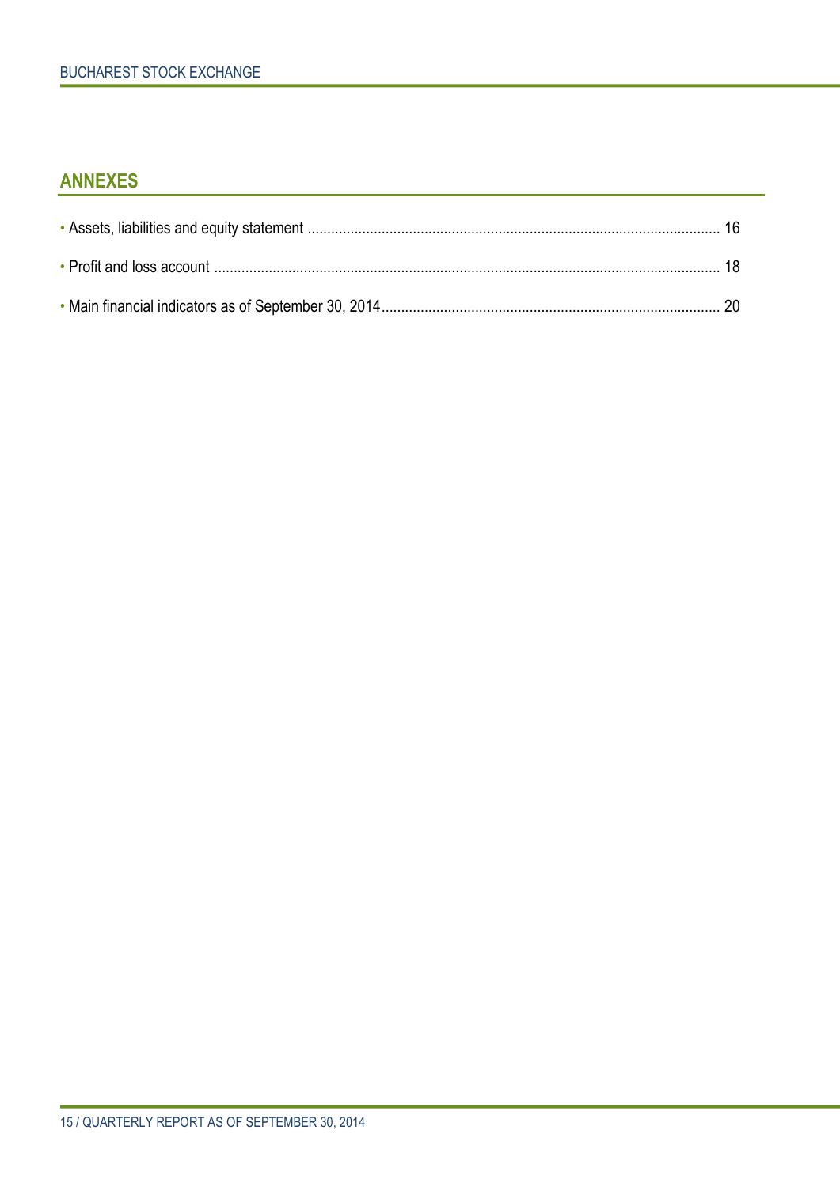## ANNEXES

- Assets, liabilities and equity statement ............................................................................................................ 16
- Profit and loss account ...................................................................................................................................... 18
- Main financial indicators as of September 30, 2014........................................................................................ 20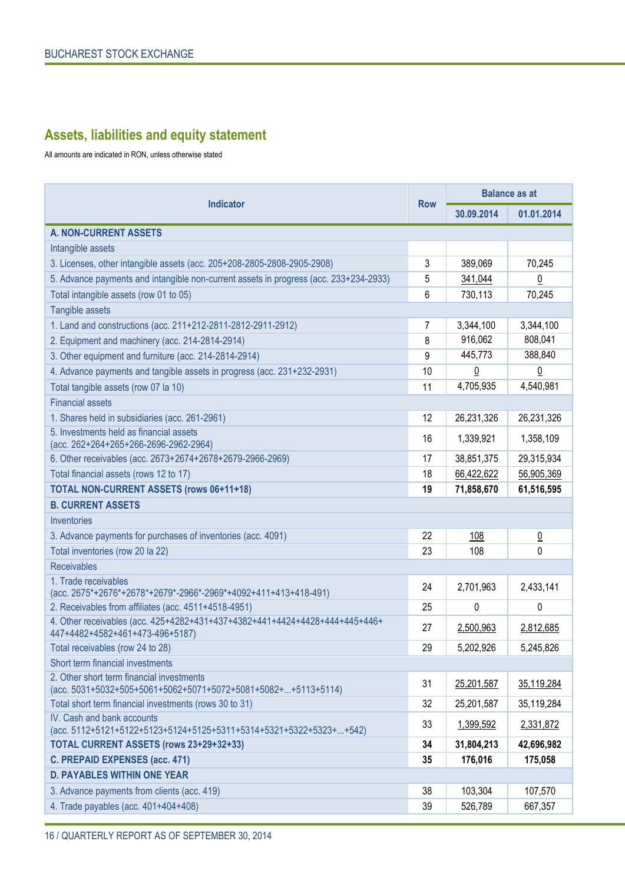## Assets, liabilities and equity statement

All amounts are indicated in RON, unless otherwise stated

| Indicator | Row | Balance as at | |
|---|---|---|---|
| | | 30.09.2014 | 01.01.2014 |
| **A. NON-CURRENT ASSETS** | | | |
| Intangible assets | | | |
| 3. Licenses, other intangible assets (acc. 205+208-2805-2808-2905-2908) | 3 | 389,069 | 70,245 |
| 5. Advance payments and intangible non-current assets in progress (acc. 233+234-2933) | 5 | 341,044 | 0 |
| Total intangible assets (row 01 to 05) | 6 | 730,113 | 70,245 |
| Tangible assets | | | |
| 1. Land and constructions (acc. 211+212-2811-2812-2911-2912) | 7 | 3,344,100 | 3,344,100 |
| 2. Equipment and machinery (acc. 214-2814-2914) | 8 | 916,062 | 808,041 |
| 3. Other equipment and furniture (acc. 214-2814-2914) | 9 | 445,773 | 388,840 |
| 4. Advance payments and tangible assets in progress (acc. 231+232-2931) | 10 | 0 | 0 |
| Total tangible assets (row 07 la 10) | 11 | 4,705,935 | 4,540,981 |
| Financial assets | | | |
| 1. Shares held in subsidiaries (acc. 261-2961) | 12 | 26,231,326 | 26,231,326 |
| 5. Investments held as financial assets (acc. 262+264+265+266-2696-2962-2964) | 16 | 1,339,921 | 1,358,109 |
| 6. Other receivables (acc. 2673+2674+2678+2679-2966-2969) | 17 | 38,851,375 | 29,315,934 |
| Total financial assets (rows 12 to 17) | 18 | 66,422,622 | 56,905,369 |
| **TOTAL NON-CURRENT ASSETS (rows 06+11+18)** | **19** | **71,858,670** | **61,516,595** |
| **B. CURRENT ASSETS** | | | |
| Inventories | | | |
| 3. Advance payments for purchases of inventories (acc. 4091) | 22 | 108 | 0 |
| Total inventories (row 20 la 22) | 23 | 108 | 0 |
| Receivables | | | |
| 1. Trade receivables (acc. 2675*+2676*+2678*+2679*-2966*-2969*+4092+411+413+418-491) | 24 | 2,701,963 | 2,433,141 |
| 2. Receivables from affiliates (acc. 4511+4518-4951) | 25 | 0 | 0 |
| 4. Other receivables (acc. 425+4282+431+437+4382+441+4424+4428+444+445+446+447+4482+4582+461+473-496+5187) | 27 | 2,500,963 | 2,812,685 |
| Total receivables (row 24 to 28) | 29 | 5,202,926 | 5,245,826 |
| Short term financial investments | | | |
| 2. Other short term financial investments (acc. 5031+5032+505+5061+5062+5071+5072+5081+5082+...+5113+5114) | 31 | 25,201,587 | 35,119,284 |
| Total short term financial investments (rows 30 to 31) | 32 | 25,201,587 | 35,119,284 |
| IV. Cash and bank accounts (acc. 5112+5121+5122+5123+5124+5125+5311+5314+5321+5322+5323+...+542) | 33 | 1,399,592 | 2,331,872 |
| **TOTAL CURRENT ASSETS (rows 23+29+32+33)** | **34** | **31,804,213** | **42,696,982** |
| **C. PREPAID EXPENSES (acc. 471)** | **35** | **176,016** | **175,058** |
| **D. PAYABLES WITHIN ONE YEAR** | | | |
| 3. Advance payments from clients (acc. 419) | 38 | 103,304 | 107,570 |
| 4. Trade payables (acc. 401+404+408) | 39 | 526,789 | 667,357 |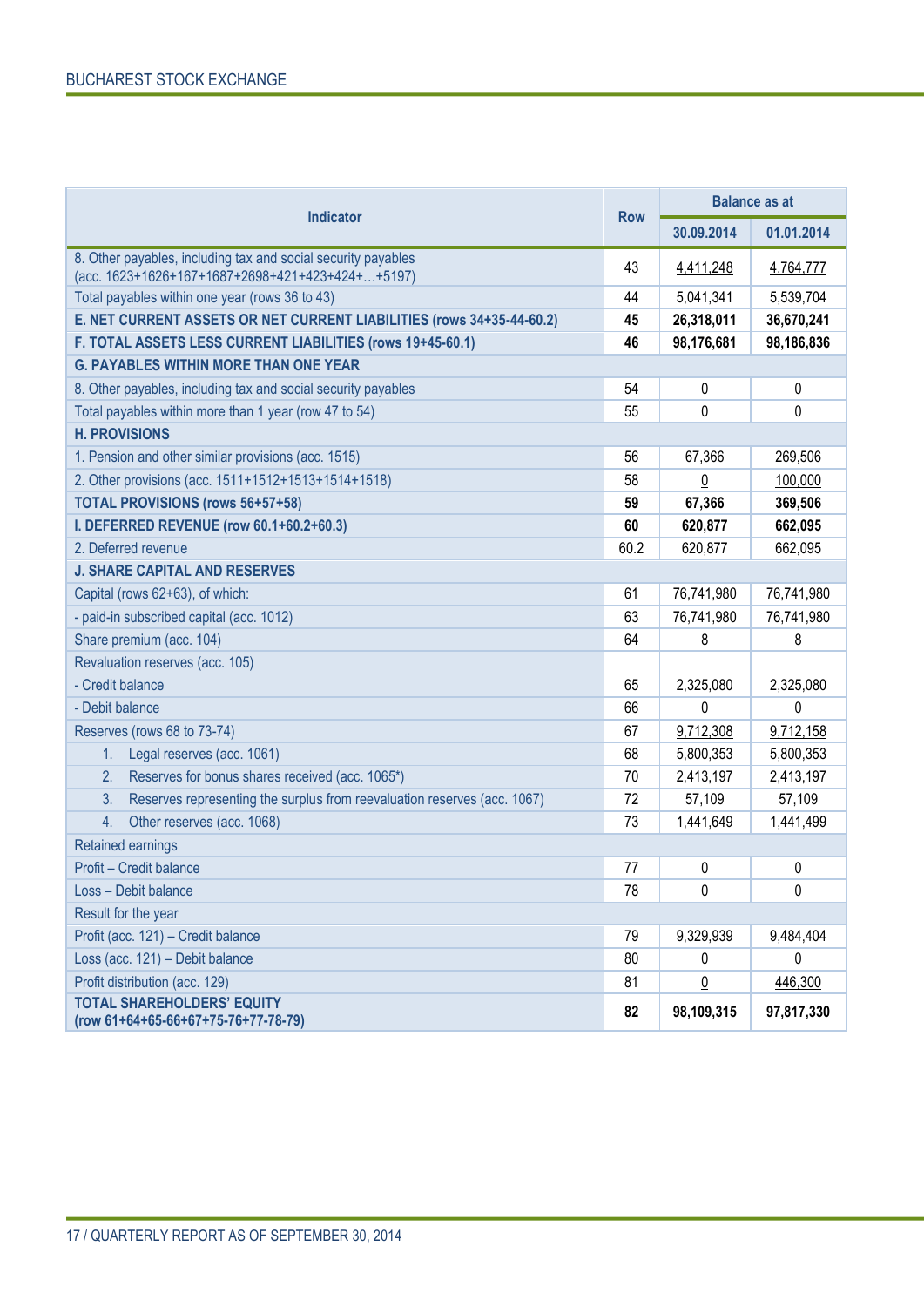| Indicator | Row | Balance as at | |
|---|---|---|---|
| | | 30.09.2014 | 01.01.2014 |
| 8. Other payables, including tax and social security payables (acc. 1623+1626+167+1687+2698+421+423+424+…+5197) | 43 | 4,411,248 | 4,764,777 |
| Total payables within one year (rows 36 to 43) | 44 | 5,041,341 | 5,539,704 |
| **E. NET CURRENT ASSETS OR NET CURRENT LIABILITIES (rows 34+35-44-60.2)** | **45** | **26,318,011** | **36,670,241** |
| **F. TOTAL ASSETS LESS CURRENT LIABILITIES (rows 19+45-60.1)** | **46** | **98,176,681** | **98,186,836** |
| **G. PAYABLES WITHIN MORE THAN ONE YEAR** | | | |
| 8. Other payables, including tax and social security payables | 54 | 0 | 0 |
| Total payables within more than 1 year (row 47 to 54) | 55 | 0 | 0 |
| **H. PROVISIONS** | | | |
| 1. Pension and other similar provisions (acc. 1515) | 56 | 67,366 | 269,506 |
| 2. Other provisions (acc. 1511+1512+1513+1514+1518) | 58 | 0 | 100,000 |
| **TOTAL PROVISIONS (rows 56+57+58)** | **59** | **67,366** | **369,506** |
| **I. DEFERRED REVENUE (row 60.1+60.2+60.3)** | **60** | **620,877** | **662,095** |
| 2. Deferred revenue | 60.2 | 620,877 | 662,095 |
| **J. SHARE CAPITAL AND RESERVES** | | | |
| Capital (rows 62+63), of which: | 61 | 76,741,980 | 76,741,980 |
| - paid-in subscribed capital (acc. 1012) | 63 | 76,741,980 | 76,741,980 |
| Share premium (acc. 104) | 64 | 8 | 8 |
| Revaluation reserves (acc. 105) | | | |
| - Credit balance | 65 | 2,325,080 | 2,325,080 |
| - Debit balance | 66 | 0 | 0 |
| Reserves (rows 68 to 73-74) | 67 | 9,712,308 | 9,712,158 |
| 1. Legal reserves (acc. 1061) | 68 | 5,800,353 | 5,800,353 |
| 2. Reserves for bonus shares received (acc. 1065*) | 70 | 2,413,197 | 2,413,197 |
| 3. Reserves representing the surplus from reevaluation reserves (acc. 1067) | 72 | 57,109 | 57,109 |
| 4. Other reserves (acc. 1068) | 73 | 1,441,649 | 1,441,499 |
| Retained earnings | | | |
| Profit – Credit balance | 77 | 0 | 0 |
| Loss – Debit balance | 78 | 0 | 0 |
| Result for the year | | | |
| Profit (acc. 121) – Credit balance | 79 | 9,329,939 | 9,484,404 |
| Loss (acc. 121) – Debit balance | 80 | 0 | 0 |
| Profit distribution (acc. 129) | 81 | 0 | 446,300 |
| **TOTAL SHAREHOLDERS' EQUITY (row 61+64+65-66+67+75-76+77-78-79)** | **82** | **98,109,315** | **97,817,330** |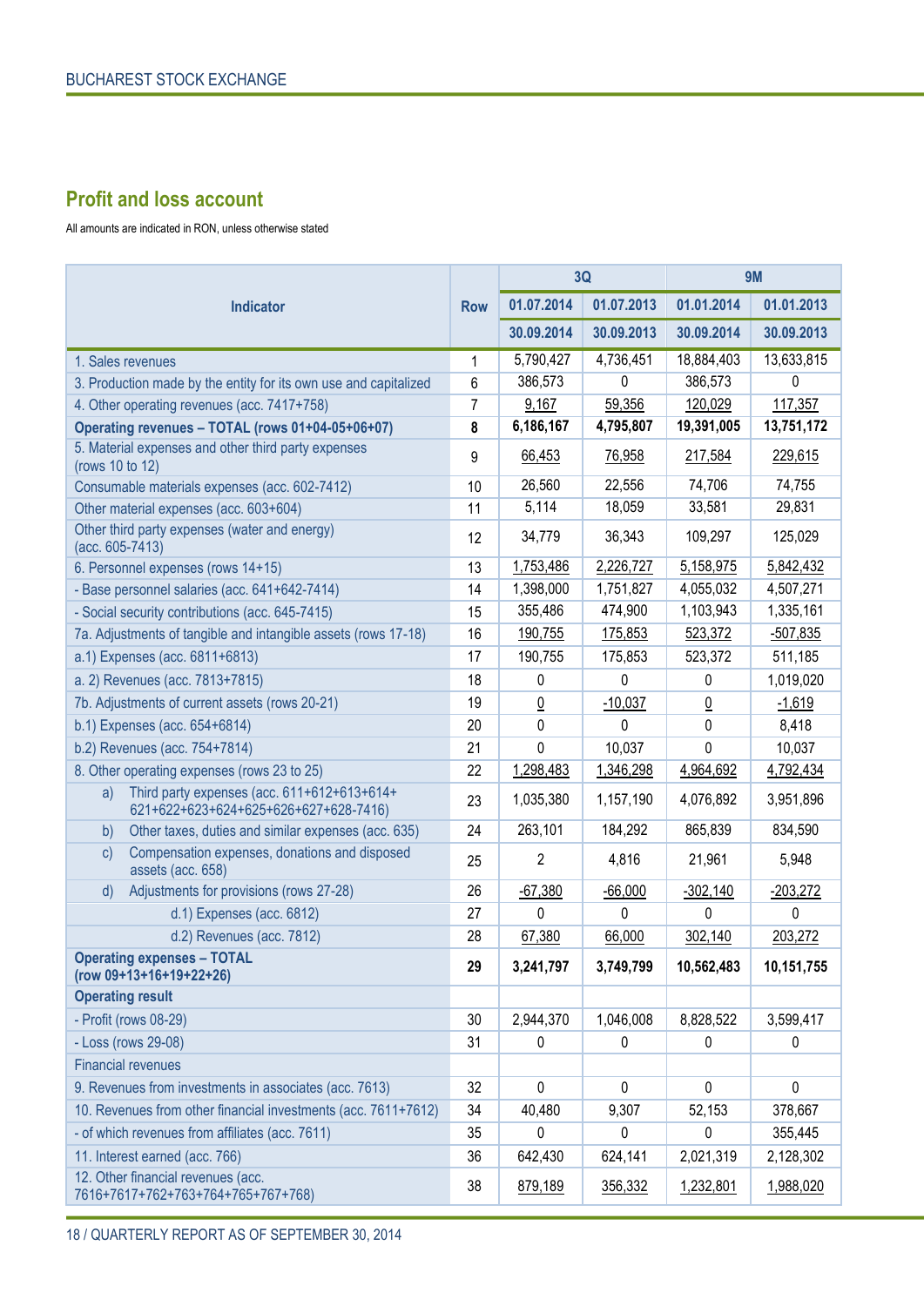## Profit and loss account

All amounts are indicated in RON, unless otherwise stated

| Indicator | Row | 3Q | | 9M | |
|---|---|---|---|---|---|
| | | 01.07.2014 | 01.07.2013 | 01.01.2014 | 01.01.2013 |
| | | 30.09.2014 | 30.09.2013 | 30.09.2014 | 30.09.2013 |
| 1. Sales revenues | 1 | 5,790,427 | 4,736,451 | 18,884,403 | 13,633,815 |
| 3. Production made by the entity for its own use and capitalized | 6 | 386,573 | 0 | 386,573 | 0 |
| 4. Other operating revenues (acc. 7417+758) | 7 | 9,167 | 59,356 | 120,029 | 117,357 |
| **Operating revenues – TOTAL (rows 01+04-05+06+07)** | **8** | **6,186,167** | **4,795,807** | **19,391,005** | **13,751,172** |
| 5. Material expenses and other third party expenses (rows 10 to 12) | 9 | 66,453 | 76,958 | 217,584 | 229,615 |
| Consumable materials expenses (acc. 602-7412) | 10 | 26,560 | 22,556 | 74,706 | 74,755 |
| Other material expenses (acc. 603+604) | 11 | 5,114 | 18,059 | 33,581 | 29,831 |
| Other third party expenses (water and energy) (acc. 605-7413) | 12 | 34,779 | 36,343 | 109,297 | 125,029 |
| 6. Personnel expenses (rows 14+15) | 13 | 1,753,486 | 2,226,727 | 5,158,975 | 5,842,432 |
| - Base personnel salaries (acc. 641+642-7414) | 14 | 1,398,000 | 1,751,827 | 4,055,032 | 4,507,271 |
| - Social security contributions (acc. 645-7415) | 15 | 355,486 | 474,900 | 1,103,943 | 1,335,161 |
| 7a. Adjustments of tangible and intangible assets (rows 17-18) | 16 | 190,755 | 175,853 | 523,372 | -507,835 |
| a.1) Expenses (acc. 6811+6813) | 17 | 190,755 | 175,853 | 523,372 | 511,185 |
| a. 2) Revenues (acc. 7813+7815) | 18 | 0 | 0 | 0 | 1,019,020 |
| 7b. Adjustments of current assets (rows 20-21) | 19 | 0 | -10,037 | 0 | -1,619 |
| b.1) Expenses (acc. 654+6814) | 20 | 0 | 0 | 0 | 8,418 |
| b.2) Revenues (acc. 754+7814) | 21 | 0 | 10,037 | 0 | 10,037 |
| 8. Other operating expenses (rows 23 to 25) | 22 | 1,298,483 | 1,346,298 | 4,964,692 | 4,792,434 |
| a) Third party expenses (acc. 611+612+613+614+621+622+623+624+625+626+627+628-7416) | 23 | 1,035,380 | 1,157,190 | 4,076,892 | 3,951,896 |
| b) Other taxes, duties and similar expenses (acc. 635) | 24 | 263,101 | 184,292 | 865,839 | 834,590 |
| c) Compensation expenses, donations and disposed assets (acc. 658) | 25 | 2 | 4,816 | 21,961 | 5,948 |
| d) Adjustments for provisions (rows 27-28) | 26 | -67,380 | -66,000 | -302,140 | -203,272 |
| d.1) Expenses (acc. 6812) | 27 | 0 | 0 | 0 | 0 |
| d.2) Revenues (acc. 7812) | 28 | 67,380 | 66,000 | 302,140 | 203,272 |
| **Operating expenses – TOTAL (row 09+13+16+19+22+26)** | **29** | **3,241,797** | **3,749,799** | **10,562,483** | **10,151,755** |
| **Operating result** | | | | | |
| - Profit (rows 08-29) | 30 | 2,944,370 | 1,046,008 | 8,828,522 | 3,599,417 |
| - Loss (rows 29-08) | 31 | 0 | 0 | 0 | 0 |
| Financial revenues | | | | | |
| 9. Revenues from investments in associates (acc. 7613) | 32 | 0 | 0 | 0 | 0 |
| 10. Revenues from other financial investments (acc. 7611+7612) | 34 | 40,480 | 9,307 | 52,153 | 378,667 |
| - of which revenues from affiliates (acc. 7611) | 35 | 0 | 0 | 0 | 355,445 |
| 11. Interest earned (acc. 766) | 36 | 642,430 | 624,141 | 2,021,319 | 2,128,302 |
| 12. Other financial revenues (acc. 7616+7617+762+763+764+765+767+768) | 38 | 879,189 | 356,332 | 1,232,801 | 1,988,020 |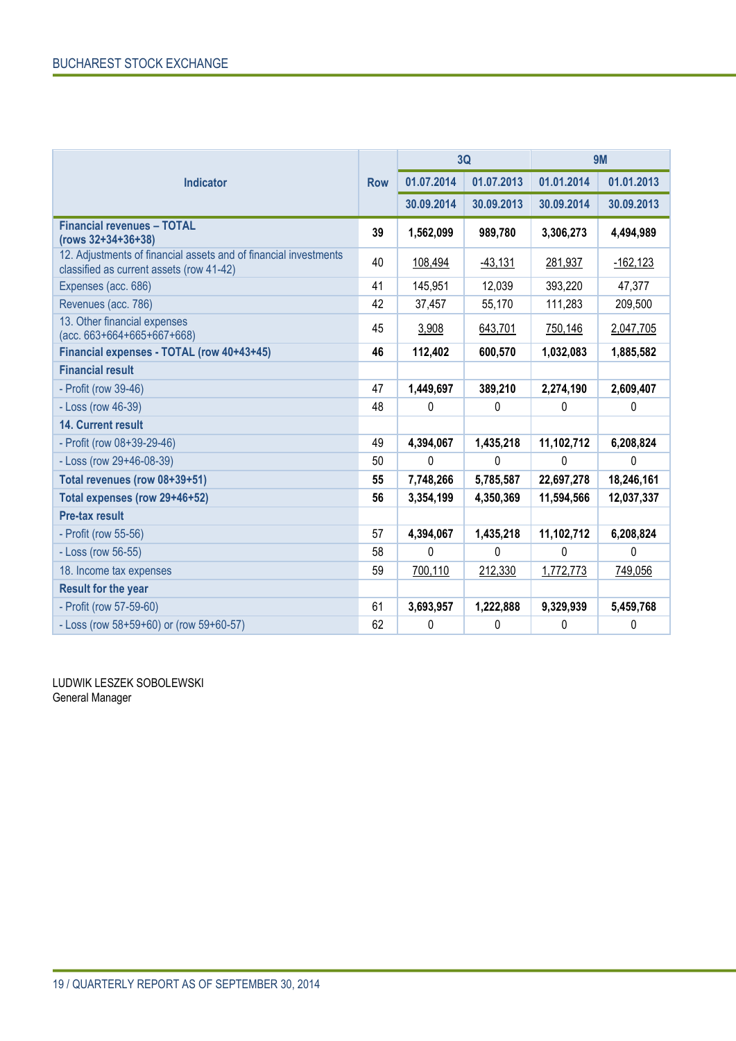| Indicator | Row | 3Q | | 9M | |
|---|---|---|---|---|---|
| | | 01.07.2014 | 01.07.2013 | 01.01.2014 | 01.01.2013 |
| | | 30.09.2014 | 30.09.2013 | 30.09.2014 | 30.09.2013 |
| **Financial revenues – TOTAL (rows 32+34+36+38)** | **39** | **1,562,099** | **989,780** | **3,306,273** | **4,494,989** |
| 12. Adjustments of financial assets and of financial investments classified as current assets (row 41-42) | 40 | 108,494 | -43,131 | 281,937 | -162,123 |
| Expenses (acc. 686) | 41 | 145,951 | 12,039 | 393,220 | 47,377 |
| Revenues (acc. 786) | 42 | 37,457 | 55,170 | 111,283 | 209,500 |
| 13. Other financial expenses (acc. 663+664+665+667+668) | 45 | 3,908 | 643,701 | 750,146 | 2,047,705 |
| **Financial expenses - TOTAL (row 40+43+45)** | **46** | **112,402** | **600,570** | **1,032,083** | **1,885,582** |
| **Financial result** | | | | | |
| - Profit (row 39-46) | 47 | **1,449,697** | **389,210** | **2,274,190** | **2,609,407** |
| - Loss (row 46-39) | 48 | 0 | 0 | 0 | 0 |
| **14. Current result** | | | | | |
| - Profit (row 08+39-29-46) | 49 | **4,394,067** | **1,435,218** | **11,102,712** | **6,208,824** |
| - Loss (row 29+46-08-39) | 50 | 0 | 0 | 0 | 0 |
| **Total revenues (row 08+39+51)** | **55** | **7,748,266** | **5,785,587** | **22,697,278** | **18,246,161** |
| **Total expenses (row 29+46+52)** | **56** | **3,354,199** | **4,350,369** | **11,594,566** | **12,037,337** |
| **Pre-tax result** | | | | | |
| - Profit (row 55-56) | 57 | **4,394,067** | **1,435,218** | **11,102,712** | **6,208,824** |
| - Loss (row 56-55) | 58 | 0 | 0 | 0 | 0 |
| 18. Income tax expenses | 59 | 700,110 | 212,330 | 1,772,773 | 749,056 |
| **Result for the year** | | | | | |
| - Profit (row 57-59-60) | 61 | **3,693,957** | **1,222,888** | **9,329,939** | **5,459,768** |
| - Loss (row 58+59+60) or (row 59+60-57) | 62 | 0 | 0 | 0 | 0 |

LUDWIK LESZEK SOBOLEWSKI
General Manager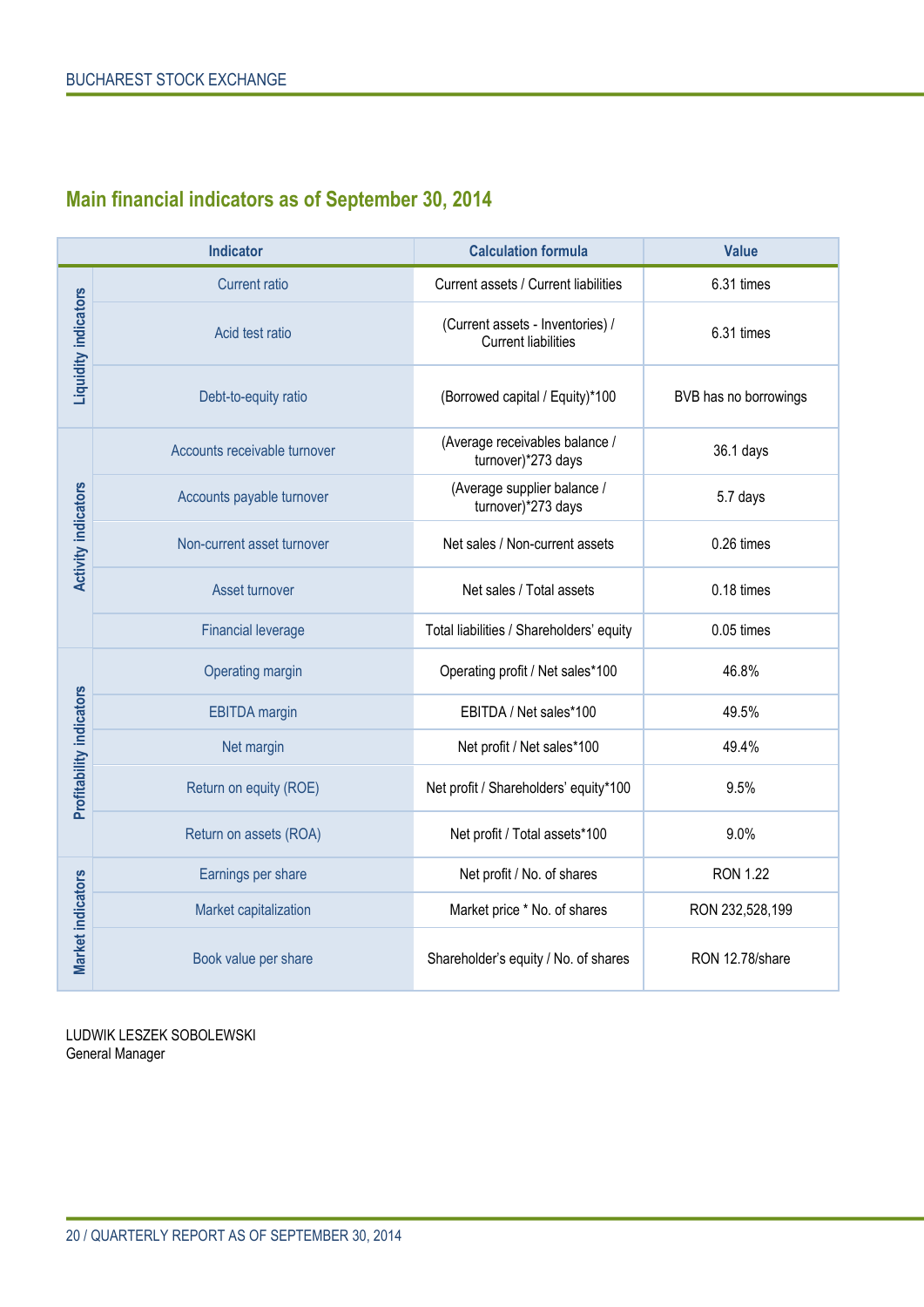## Main financial indicators as of September 30, 2014

| | Indicator | Calculation formula | Value |
|---|---|---|---|
| Liquidity indicators | Current ratio | Current assets / Current liabilities | 6.31 times |
| | Acid test ratio | (Current assets - Inventories) / Current liabilities | 6.31 times |
| | Debt-to-equity ratio | (Borrowed capital / Equity)*100 | BVB has no borrowings |
| Activity indicators | Accounts receivable turnover | (Average receivables balance / turnover)*273 days | 36.1 days |
| | Accounts payable turnover | (Average supplier balance / turnover)*273 days | 5.7 days |
| | Non-current asset turnover | Net sales / Non-current assets | 0.26 times |
| | Asset turnover | Net sales / Total assets | 0.18 times |
| | Financial leverage | Total liabilities / Shareholders' equity | 0.05 times |
| Profitability indicators | Operating margin | Operating profit / Net sales*100 | 46.8% |
| | EBITDA margin | EBITDA / Net sales*100 | 49.5% |
| | Net margin | Net profit / Net sales*100 | 49.4% |
| | Return on equity (ROE) | Net profit / Shareholders' equity*100 | 9.5% |
| | Return on assets (ROA) | Net profit / Total assets*100 | 9.0% |
| Market indicators | Earnings per share | Net profit / No. of shares | RON 1.22 |
| | Market capitalization | Market price * No. of shares | RON 232,528,199 |
| | Book value per share | Shareholder's equity / No. of shares | RON 12.78/share |

LUDWIK LESZEK SOBOLEWSKI
General Manager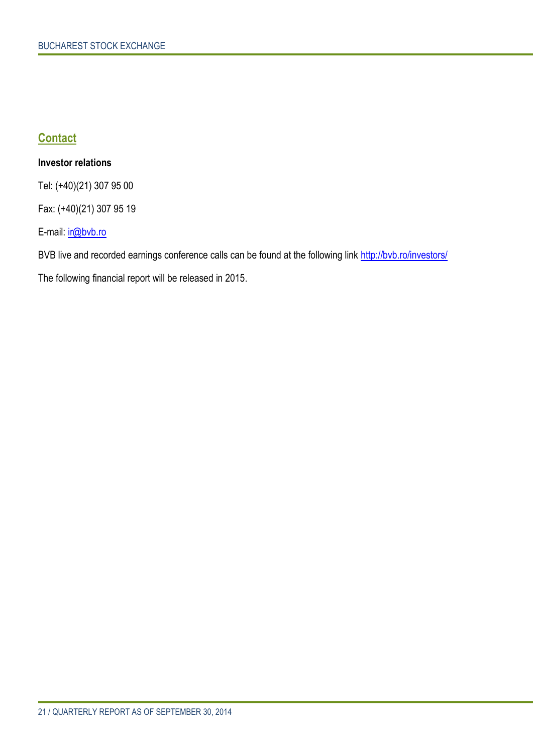## Contact

**Investor relations**

Tel: (+40)(21) 307 95 00

Fax: (+40)(21) 307 95 19

E-mail: ir@bvb.ro

BVB live and recorded earnings conference calls can be found at the following link http://bvb.ro/investors/

The following financial report will be released in 2015.